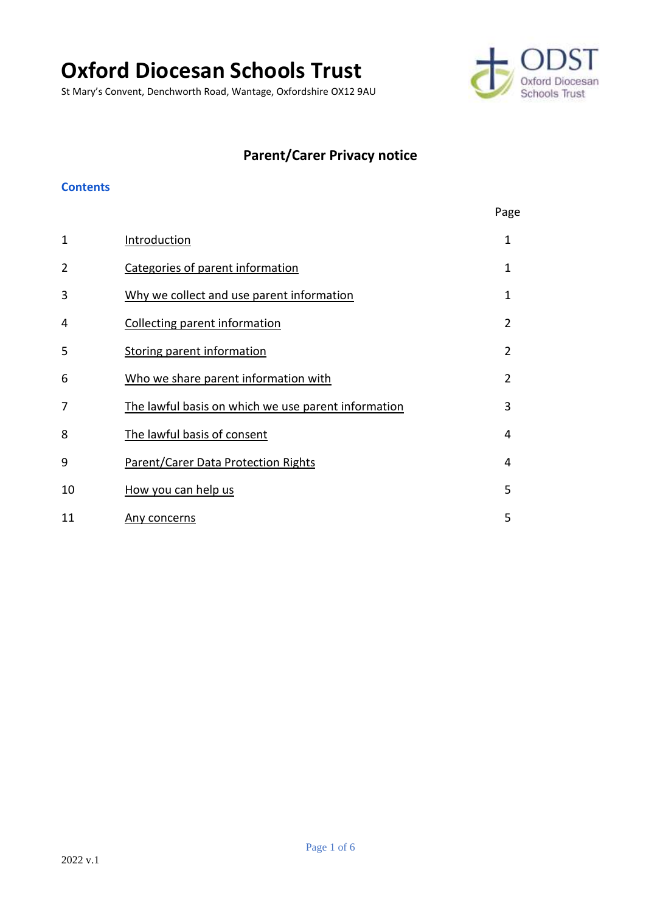# Oxford Diocesan Schools Trust

St Mary's Convent, Denchworth Road, Wantage, Oxfordshire OX12 9AU

## Parent/Carer Privacy notice

### Contents

| | | Page |
|---|---|---|
| 1 | Introduction | 1 |
| 2 | Categories of parent information | 1 |
| 3 | Why we collect and use parent information | 1 |
| 4 | Collecting parent information | 2 |
| 5 | Storing parent information | 2 |
| 6 | Who we share parent information with | 2 |
| 7 | The lawful basis on which we use parent information | 3 |
| 8 | The lawful basis of consent | 4 |
| 9 | Parent/Carer Data Protection Rights | 4 |
| 10 | How you can help us | 5 |
| 11 | Any concerns | 5 |

2022 v.1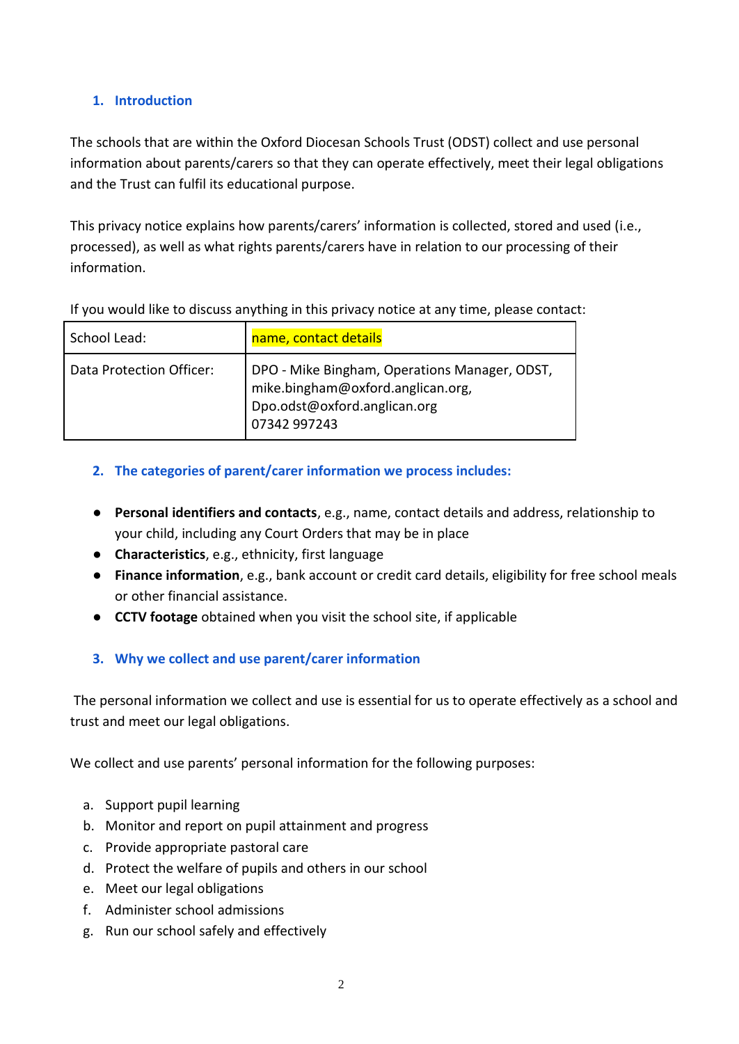## 1. Introduction

The schools that are within the Oxford Diocesan Schools Trust (ODST) collect and use personal information about parents/carers so that they can operate effectively, meet their legal obligations and the Trust can fulfil its educational purpose.

This privacy notice explains how parents/carers' information is collected, stored and used (i.e., processed), as well as what rights parents/carers have in relation to our processing of their information.

If you would like to discuss anything in this privacy notice at any time, please contact:

| School Lead: | name, contact details |
|---|---|
| Data Protection Officer: | DPO - Mike Bingham, Operations Manager, ODST, mike.bingham@oxford.anglican.org, Dpo.odst@oxford.anglican.org 07342 997243 |

## 2. The categories of parent/carer information we process includes:

- **Personal identifiers and contacts**, e.g., name, contact details and address, relationship to your child, including any Court Orders that may be in place
- **Characteristics**, e.g., ethnicity, first language
- **Finance information**, e.g., bank account or credit card details, eligibility for free school meals or other financial assistance.
- **CCTV footage** obtained when you visit the school site, if applicable

## 3. Why we collect and use parent/carer information

The personal information we collect and use is essential for us to operate effectively as a school and trust and meet our legal obligations.

We collect and use parents' personal information for the following purposes:

a. Support pupil learning
b. Monitor and report on pupil attainment and progress
c. Provide appropriate pastoral care
d. Protect the welfare of pupils and others in our school
e. Meet our legal obligations
f. Administer school admissions
g. Run our school safely and effectively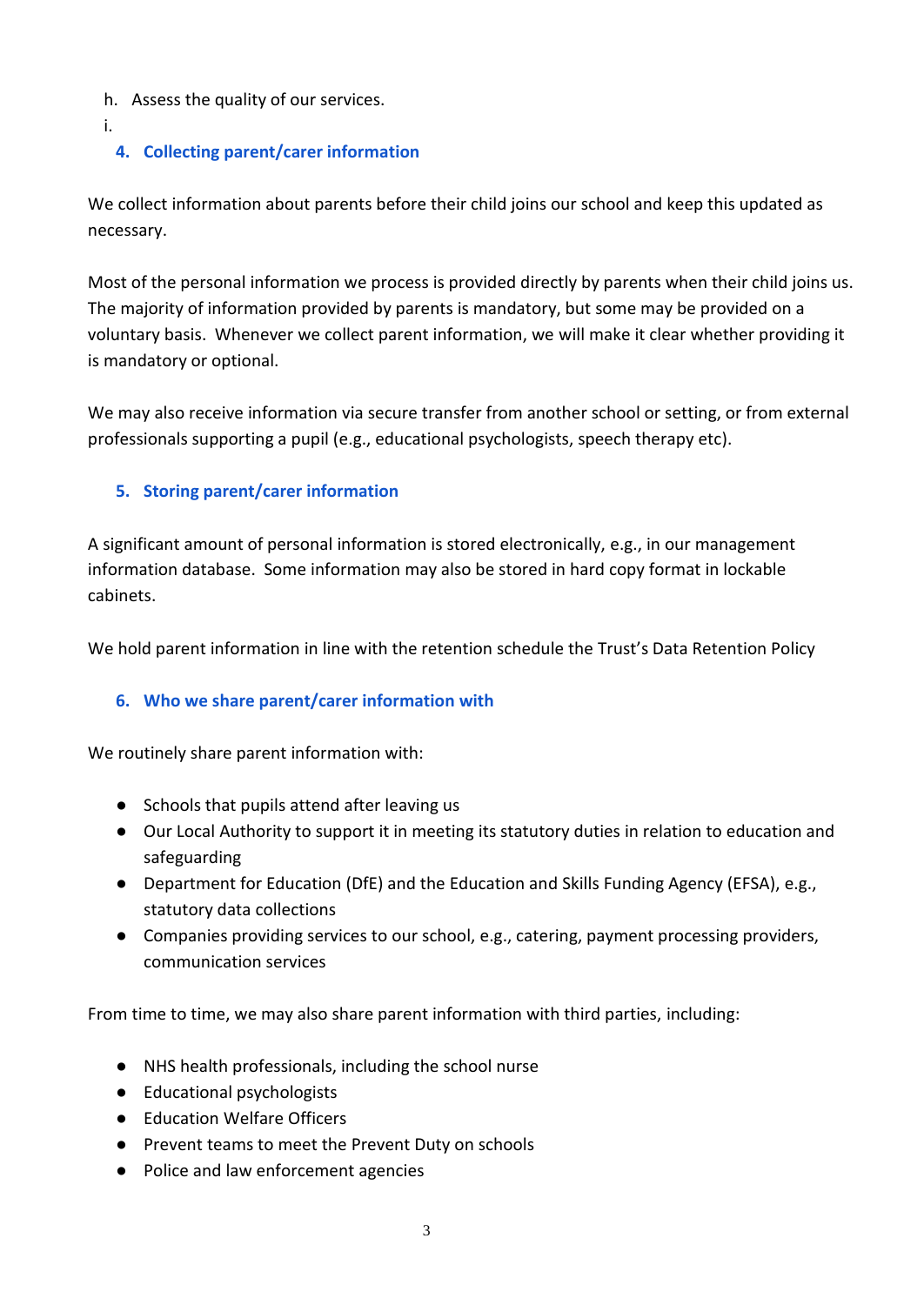h. Assess the quality of our services.

i.

## 4. Collecting parent/carer information

We collect information about parents before their child joins our school and keep this updated as necessary.

Most of the personal information we process is provided directly by parents when their child joins us. The majority of information provided by parents is mandatory, but some may be provided on a voluntary basis. Whenever we collect parent information, we will make it clear whether providing it is mandatory or optional.

We may also receive information via secure transfer from another school or setting, or from external professionals supporting a pupil (e.g., educational psychologists, speech therapy etc).

## 5. Storing parent/carer information

A significant amount of personal information is stored electronically, e.g., in our management information database. Some information may also be stored in hard copy format in lockable cabinets.

We hold parent information in line with the retention schedule the Trust's Data Retention Policy

## 6. Who we share parent/carer information with

We routinely share parent information with:

- Schools that pupils attend after leaving us
- Our Local Authority to support it in meeting its statutory duties in relation to education and safeguarding
- Department for Education (DfE) and the Education and Skills Funding Agency (EFSA), e.g., statutory data collections
- Companies providing services to our school, e.g., catering, payment processing providers, communication services

From time to time, we may also share parent information with third parties, including:

- NHS health professionals, including the school nurse
- Educational psychologists
- Education Welfare Officers
- Prevent teams to meet the Prevent Duty on schools
- Police and law enforcement agencies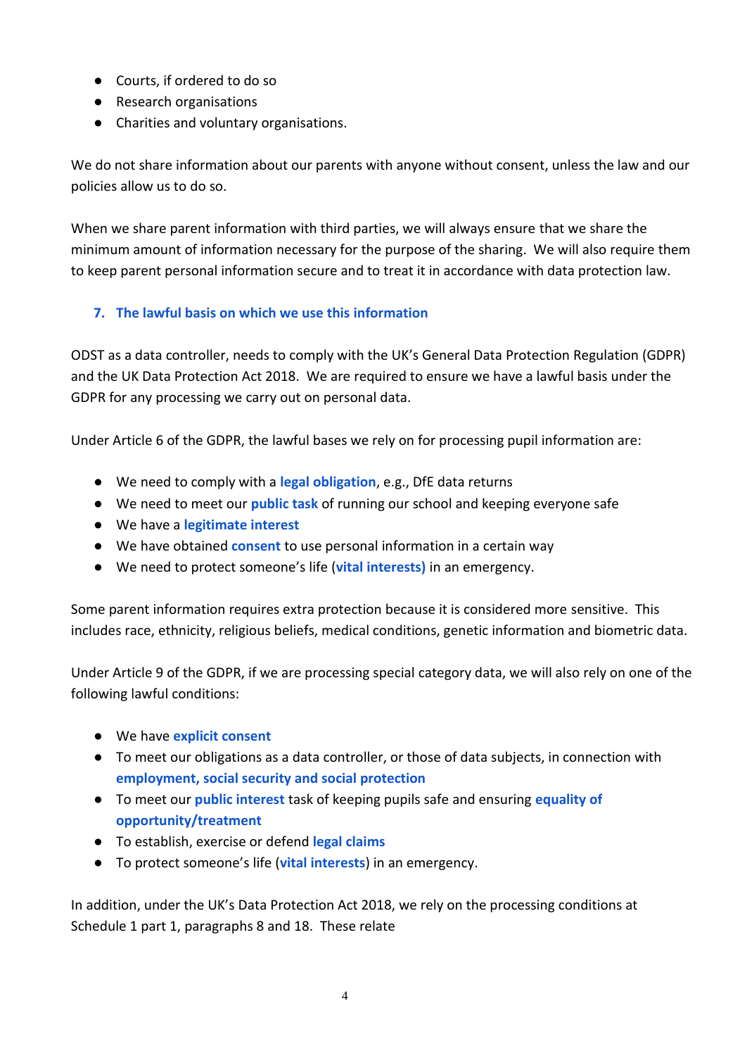- Courts, if ordered to do so
- Research organisations
- Charities and voluntary organisations.

We do not share information about our parents with anyone without consent, unless the law and our policies allow us to do so.

When we share parent information with third parties, we will always ensure that we share the minimum amount of information necessary for the purpose of the sharing. We will also require them to keep parent personal information secure and to treat it in accordance with data protection law.

## 7. The lawful basis on which we use this information

ODST as a data controller, needs to comply with the UK's General Data Protection Regulation (GDPR) and the UK Data Protection Act 2018. We are required to ensure we have a lawful basis under the GDPR for any processing we carry out on personal data.

Under Article 6 of the GDPR, the lawful bases we rely on for processing pupil information are:

- We need to comply with a **legal obligation**, e.g., DfE data returns
- We need to meet our **public task** of running our school and keeping everyone safe
- We have a **legitimate interest**
- We have obtained **consent** to use personal information in a certain way
- We need to protect someone's life (**vital interests)** in an emergency.

Some parent information requires extra protection because it is considered more sensitive. This includes race, ethnicity, religious beliefs, medical conditions, genetic information and biometric data.

Under Article 9 of the GDPR, if we are processing special category data, we will also rely on one of the following lawful conditions:

- We have **explicit consent**
- To meet our obligations as a data controller, or those of data subjects, in connection with **employment, social security and social protection**
- To meet our **public interest** task of keeping pupils safe and ensuring **equality of opportunity/treatment**
- To establish, exercise or defend **legal claims**
- To protect someone's life (**vital interests**) in an emergency.

In addition, under the UK's Data Protection Act 2018, we rely on the processing conditions at Schedule 1 part 1, paragraphs 8 and 18. These relate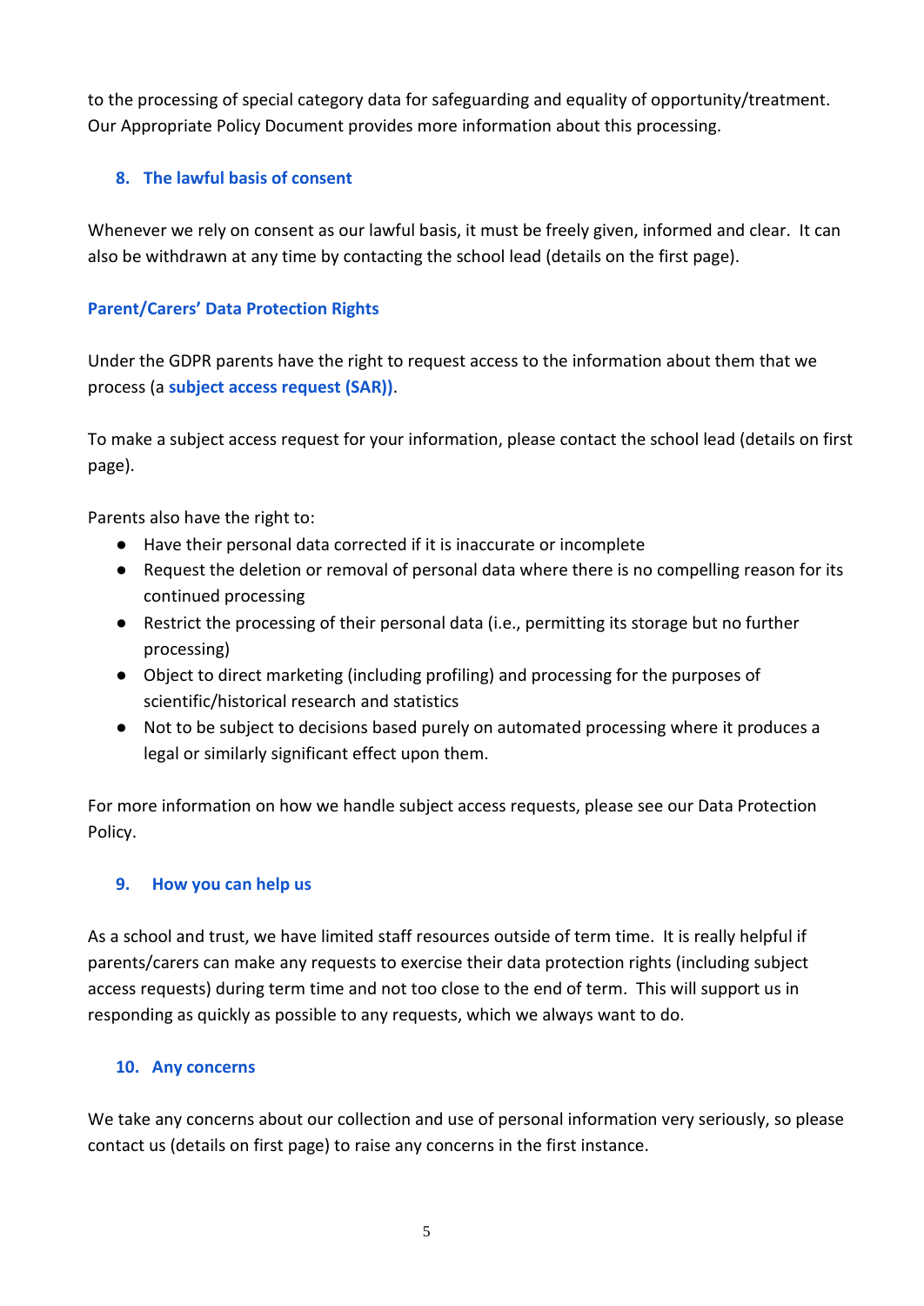to the processing of special category data for safeguarding and equality of opportunity/treatment. Our Appropriate Policy Document provides more information about this processing.

## 8. The lawful basis of consent

Whenever we rely on consent as our lawful basis, it must be freely given, informed and clear. It can also be withdrawn at any time by contacting the school lead (details on the first page).

## Parent/Carers' Data Protection Rights

Under the GDPR parents have the right to request access to the information about them that we process (a **subject access request (SAR))**.

To make a subject access request for your information, please contact the school lead (details on first page).

Parents also have the right to:

- Have their personal data corrected if it is inaccurate or incomplete
- Request the deletion or removal of personal data where there is no compelling reason for its continued processing
- Restrict the processing of their personal data (i.e., permitting its storage but no further processing)
- Object to direct marketing (including profiling) and processing for the purposes of scientific/historical research and statistics
- Not to be subject to decisions based purely on automated processing where it produces a legal or similarly significant effect upon them.

For more information on how we handle subject access requests, please see our Data Protection Policy.

## 9. How you can help us

As a school and trust, we have limited staff resources outside of term time. It is really helpful if parents/carers can make any requests to exercise their data protection rights (including subject access requests) during term time and not too close to the end of term. This will support us in responding as quickly as possible to any requests, which we always want to do.

## 10. Any concerns

We take any concerns about our collection and use of personal information very seriously, so please contact us (details on first page) to raise any concerns in the first instance.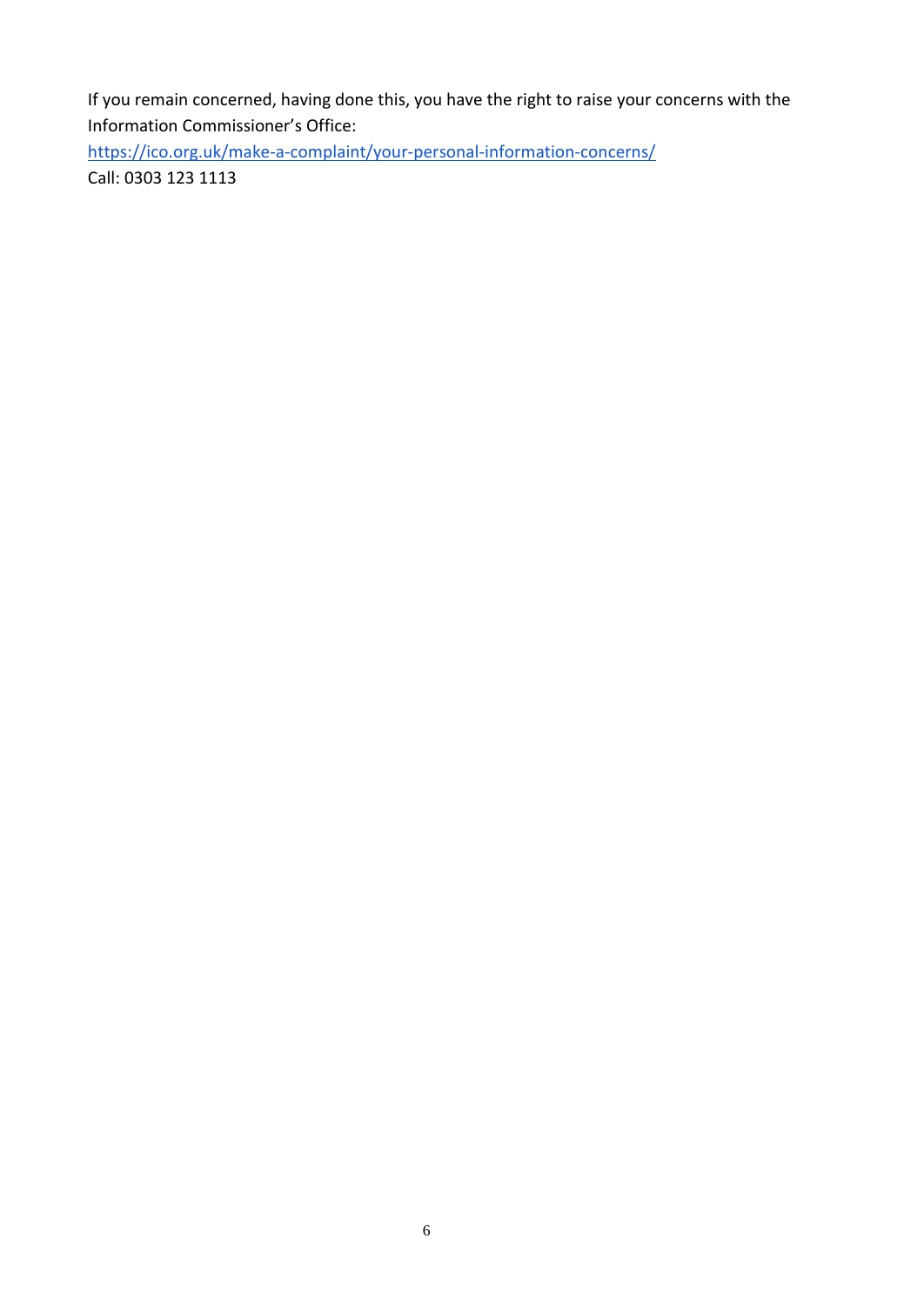If you remain concerned, having done this, you have the right to raise your concerns with the Information Commissioner's Office:

[https://ico.org.uk/make-a-complaint/your-personal-information-concerns/](https://ico.org.uk/make-a-complaint/your-personal-information-concerns/)

Call: 0303 123 1113